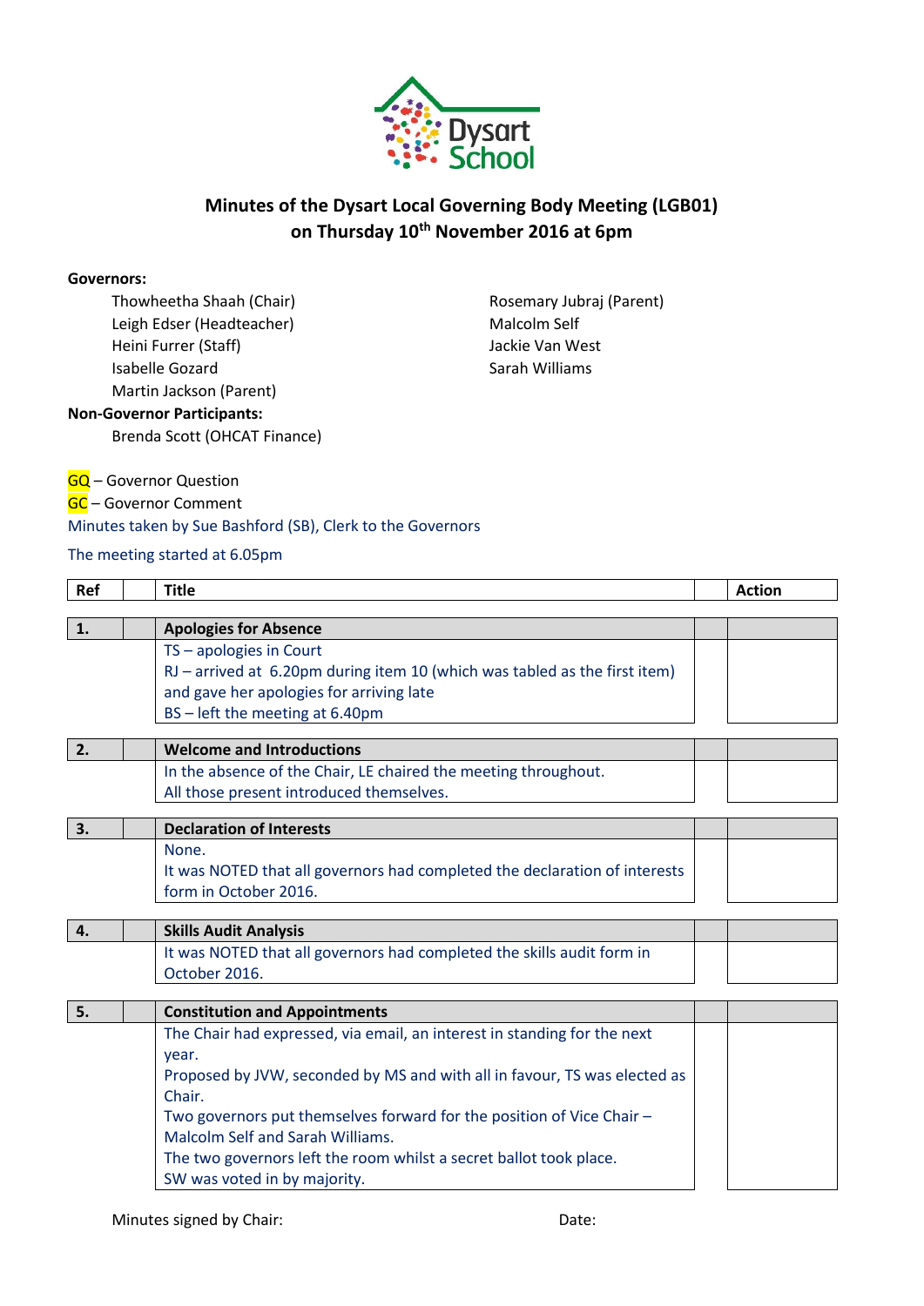Dysart School

# Minutes of the Dysart Local Governing Body Meeting (LGB01) on Thursday 10th November 2016 at 6pm

**Governors:**

Thowheetha Shaah (Chair)
Leigh Edser (Headteacher)
Heini Furrer (Staff)
Isabelle Gozard
Martin Jackson (Parent)
Rosemary Jubraj (Parent)
Malcolm Self
Jackie Van West
Sarah Williams

**Non-Governor Participants:**

Brenda Scott (OHCAT Finance)

GQ – Governor Question
GC – Governor Comment
Minutes taken by Sue Bashford (SB), Clerk to the Governors

The meeting started at 6.05pm

| Ref | | Title | | Action |
|---|---|---|---|---|
| **1.** | | **Apologies for Absence** | | |
| | | TS – apologies in Court<br>RJ – arrived at 6.20pm during item 10 (which was tabled as the first item) and gave her apologies for arriving late<br>BS – left the meeting at 6.40pm | | |
| **2.** | | **Welcome and Introductions** | | |
| | | In the absence of the Chair, LE chaired the meeting throughout.<br>All those present introduced themselves. | | |
| **3.** | | **Declaration of Interests** | | |
| | | None.<br>It was NOTED that all governors had completed the declaration of interests form in October 2016. | | |
| **4.** | | **Skills Audit Analysis** | | |
| | | It was NOTED that all governors had completed the skills audit form in October 2016. | | |
| **5.** | | **Constitution and Appointments** | | |
| | | The Chair had expressed, via email, an interest in standing for the next year.<br>Proposed by JVW, seconded by MS and with all in favour, TS was elected as Chair.<br>Two governors put themselves forward for the position of Vice Chair – Malcolm Self and Sarah Williams.<br>The two governors left the room whilst a secret ballot took place.<br>SW was voted in by majority. | | |

Minutes signed by Chair: Date: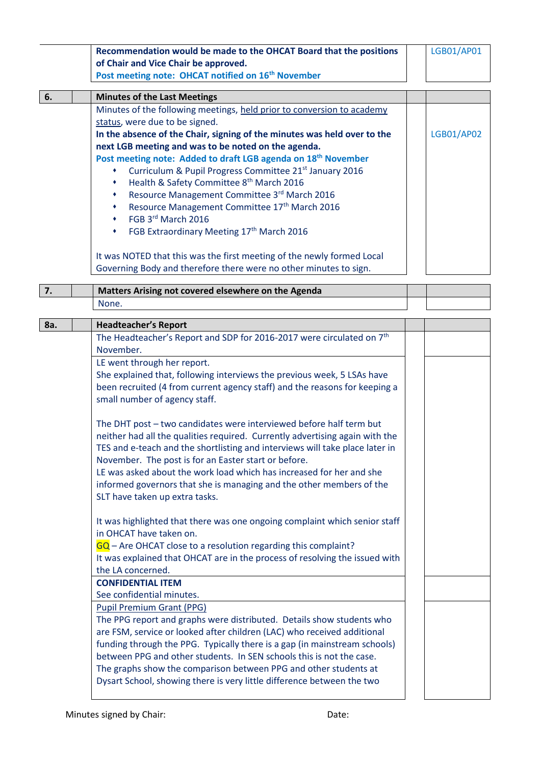| | | | | |
|---|---|---|---|---|
| | | **Recommendation would be made to the OHCAT Board that the positions of Chair and Vice Chair be approved.** **Post meeting note: OHCAT notified on 16th November** | | LGB01/AP01 |
| **6.** | | **Minutes of the Last Meetings** | | |
| | | Minutes of the following meetings, held prior to conversion to academy status, were due to be signed. **In the absence of the Chair, signing of the minutes was held over to the next LGB meeting and was to be noted on the agenda.** **Post meeting note: Added to draft LGB agenda on 18th November** <br>• Curriculum & Pupil Progress Committee 21st January 2016<br>• Health & Safety Committee 8th March 2016<br>• Resource Management Committee 3rd March 2016<br>• Resource Management Committee 17th March 2016<br>• FGB 3rd March 2016<br>• FGB Extraordinary Meeting 17th March 2016<br><br>It was NOTED that this was the first meeting of the newly formed Local Governing Body and therefore there were no other minutes to sign. | | LGB01/AP02 |
| **7.** | | **Matters Arising not covered elsewhere on the Agenda** | | |
| | | None. | | |
| **8a.** | | **Headteacher's Report** | | |
| | | The Headteacher's Report and SDP for 2016-2017 were circulated on 7th November. | | |
| | | LE went through her report. She explained that, following interviews the previous week, 5 LSAs have been recruited (4 from current agency staff) and the reasons for keeping a small number of agency staff.<br><br>The DHT post – two candidates were interviewed before half term but neither had all the qualities required. Currently advertising again with the TES and e-teach and the shortlisting and interviews will take place later in November. The post is for an Easter start or before. LE was asked about the work load which has increased for her and she informed governors that she is managing and the other members of the SLT have taken up extra tasks.<br><br>It was highlighted that there was one ongoing complaint which senior staff in OHCAT have taken on. GQ – Are OHCAT close to a resolution regarding this complaint? It was explained that OHCAT are in the process of resolving the issued with the LA concerned. | | |
| | | **CONFIDENTIAL ITEM** See confidential minutes. | | |
| | | Pupil Premium Grant (PPG) The PPG report and graphs were distributed. Details show students who are FSM, service or looked after children (LAC) who received additional funding through the PPG. Typically there is a gap (in mainstream schools) between PPG and other students. In SEN schools this is not the case. The graphs show the comparison between PPG and other students at Dysart School, showing there is very little difference between the two | | |

Minutes signed by Chair: Date: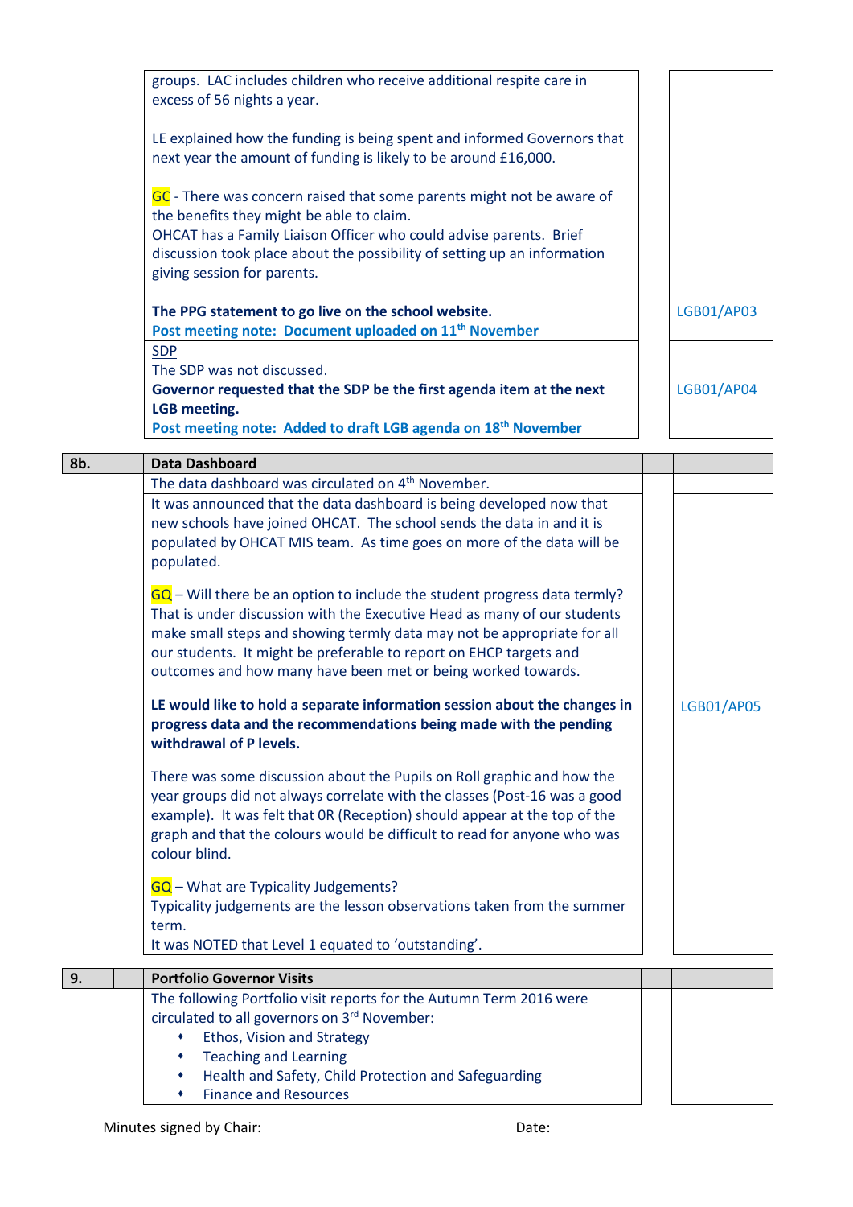| | | | | |
|---|---|---|---|---|
| | | groups. LAC includes children who receive additional respite care in excess of 56 nights a year.<br><br>LE explained how the funding is being spent and informed Governors that next year the amount of funding is likely to be around £16,000.<br><br>GC - There was concern raised that some parents might not be aware of the benefits they might be able to claim.<br>OHCAT has a Family Liaison Officer who could advise parents. Brief discussion took place about the possibility of setting up an information giving session for parents.<br><br>**The PPG statement to go live on the school website.**<br>**Post meeting note: Document uploaded on 11th November** | | |
| | | | | LGB01/AP03 |
| | | SDP<br>The SDP was not discussed.<br>**Governor requested that the SDP be the first agenda item at the next LGB meeting.**<br>**Post meeting note: Added to draft LGB agenda on 18th November** | | LGB01/AP04 |

| | | | | |
|---|---|---|---|---|
| **8b.** | | **Data Dashboard** | | |
| | | The data dashboard was circulated on 4th November. | | |
| | | It was announced that the data dashboard is being developed now that new schools have joined OHCAT. The school sends the data in and it is populated by OHCAT MIS team. As time goes on more of the data will be populated.<br><br>GQ – Will there be an option to include the student progress data termly?<br>That is under discussion with the Executive Head as many of our students make small steps and showing termly data may not be appropriate for all our students. It might be preferable to report on EHCP targets and outcomes and how many have been met or being worked towards.<br><br>**LE would like to hold a separate information session about the changes in progress data and the recommendations being made with the pending withdrawal of P levels.**<br><br>There was some discussion about the Pupils on Roll graphic and how the year groups did not always correlate with the classes (Post-16 was a good example). It was felt that 0R (Reception) should appear at the top of the graph and that the colours would be difficult to read for anyone who was colour blind.<br><br>GQ – What are Typicality Judgements?<br>Typicality judgements are the lesson observations taken from the summer term.<br>It was NOTED that Level 1 equated to 'outstanding'. | | LGB01/AP05 |

| | | | | |
|---|---|---|---|---|
| **9.** | | **Portfolio Governor Visits** | | |
| | | The following Portfolio visit reports for the Autumn Term 2016 were circulated to all governors on 3rd November:<br>• Ethos, Vision and Strategy<br>• Teaching and Learning<br>• Health and Safety, Child Protection and Safeguarding<br>• Finance and Resources | | |

Minutes signed by Chair: Date: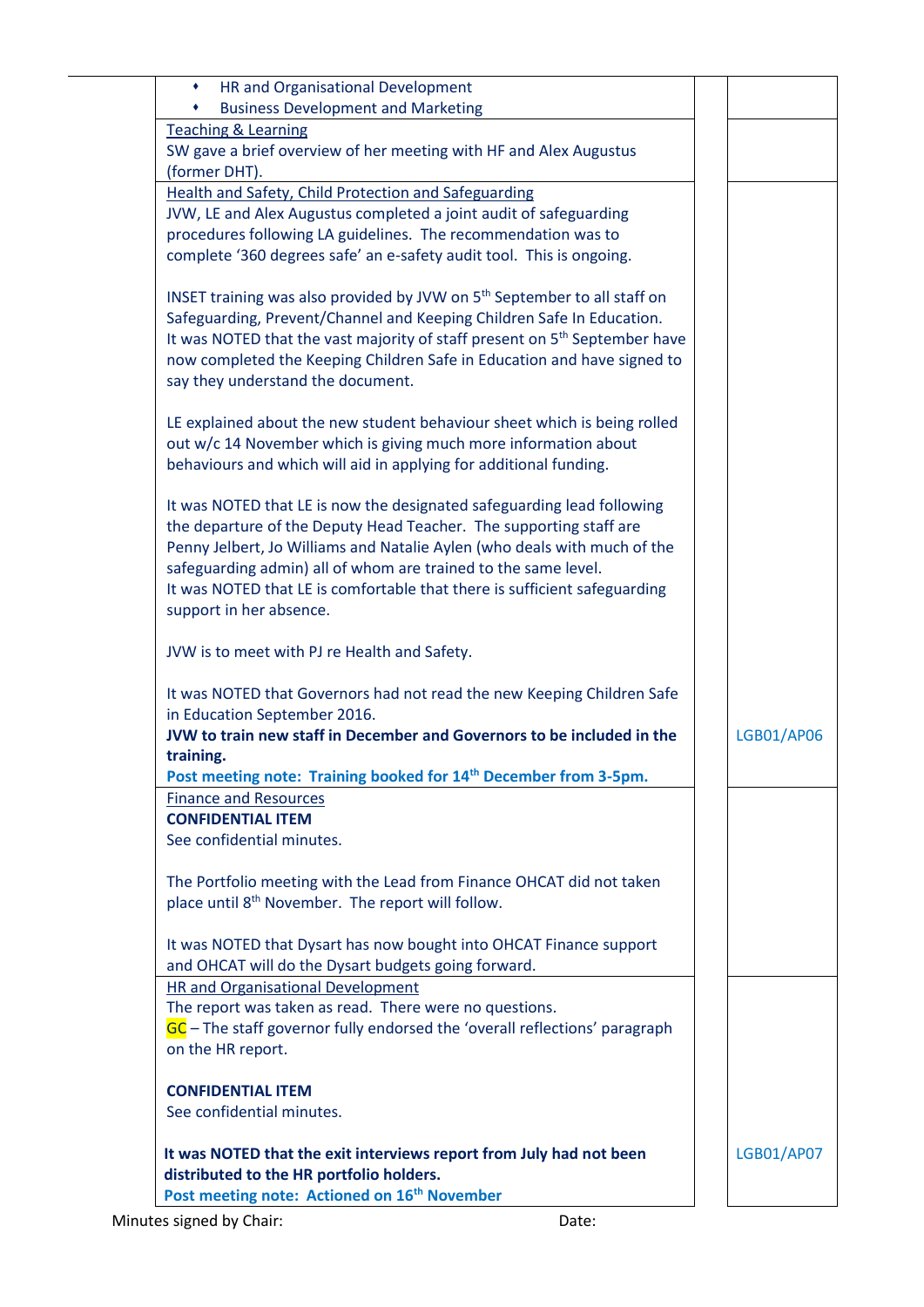| | | |
|---|---|---|
| • HR and Organisational Development<br>• Business Development and Marketing | | |
| Teaching & Learning<br>SW gave a brief overview of her meeting with HF and Alex Augustus (former DHT). | | |
| Health and Safety, Child Protection and Safeguarding<br>JVW, LE and Alex Augustus completed a joint audit of safeguarding procedures following LA guidelines. The recommendation was to complete '360 degrees safe' an e-safety audit tool. This is ongoing.<br><br>INSET training was also provided by JVW on 5th September to all staff on Safeguarding, Prevent/Channel and Keeping Children Safe In Education. It was NOTED that the vast majority of staff present on 5th September have now completed the Keeping Children Safe in Education and have signed to say they understand the document.<br><br>LE explained about the new student behaviour sheet which is being rolled out w/c 14 November which is giving much more information about behaviours and which will aid in applying for additional funding.<br><br>It was NOTED that LE is now the designated safeguarding lead following the departure of the Deputy Head Teacher. The supporting staff are Penny Jelbert, Jo Williams and Natalie Aylen (who deals with much of the safeguarding admin) all of whom are trained to the same level.<br>It was NOTED that LE is comfortable that there is sufficient safeguarding support in her absence.<br><br>JVW is to meet with PJ re Health and Safety.<br><br>It was NOTED that Governors had not read the new Keeping Children Safe in Education September 2016.<br>**JVW to train new staff in December and Governors to be included in the training.**<br>**Post meeting note: Training booked for 14th December from 3-5pm.** | | LGB01/AP06 |
| Finance and Resources<br>**CONFIDENTIAL ITEM**<br>See confidential minutes.<br><br>The Portfolio meeting with the Lead from Finance OHCAT did not taken place until 8th November. The report will follow.<br><br>It was NOTED that Dysart has now bought into OHCAT Finance support and OHCAT will do the Dysart budgets going forward. | | |
| HR and Organisational Development<br>The report was taken as read. There were no questions.<br>GC – The staff governor fully endorsed the 'overall reflections' paragraph on the HR report.<br><br>**CONFIDENTIAL ITEM**<br>See confidential minutes.<br><br>**It was NOTED that the exit interviews report from July had not been distributed to the HR portfolio holders.**<br>**Post meeting note: Actioned on 16th November** | | LGB01/AP07 |

Minutes signed by Chair: Date: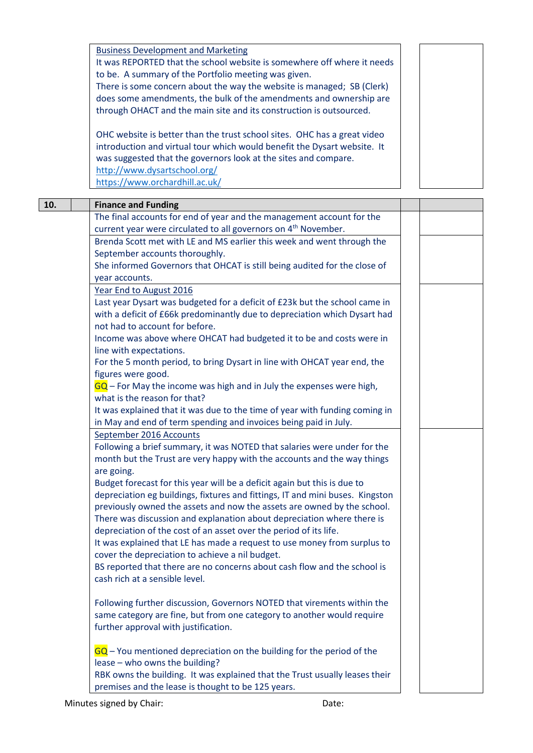| | | | | |
|---|---|---|---|---|
| | | Business Development and Marketing<br>It was REPORTED that the school website is somewhere off where it needs to be. A summary of the Portfolio meeting was given.<br>There is some concern about the way the website is managed; SB (Clerk) does some amendments, the bulk of the amendments and ownership are through OHACT and the main site and its construction is outsourced.<br><br>OHC website is better than the trust school sites. OHC has a great video introduction and virtual tour which would benefit the Dysart website. It was suggested that the governors look at the sites and compare.<br>http://www.dysartschool.org/<br>https://www.orchardhill.ac.uk/ | | |
| **10.** | | **Finance and Funding** | | |
| | | The final accounts for end of year and the management account for the current year were circulated to all governors on 4th November. | | |
| | | Brenda Scott met with LE and MS earlier this week and went through the September accounts thoroughly.<br>She informed Governors that OHCAT is still being audited for the close of year accounts. | | |
| | | Year End to August 2016<br>Last year Dysart was budgeted for a deficit of £23k but the school came in with a deficit of £66k predominantly due to depreciation which Dysart had not had to account for before.<br>Income was above where OHCAT had budgeted it to be and costs were in line with expectations.<br>For the 5 month period, to bring Dysart in line with OHCAT year end, the figures were good.<br>GQ – For May the income was high and in July the expenses were high, what is the reason for that?<br>It was explained that it was due to the time of year with funding coming in in May and end of term spending and invoices being paid in July. | | |
| | | September 2016 Accounts<br>Following a brief summary, it was NOTED that salaries were under for the month but the Trust are very happy with the accounts and the way things are going.<br>Budget forecast for this year will be a deficit again but this is due to depreciation eg buildings, fixtures and fittings, IT and mini buses. Kingston previously owned the assets and now the assets are owned by the school.<br>There was discussion and explanation about depreciation where there is depreciation of the cost of an asset over the period of its life.<br>It was explained that LE has made a request to use money from surplus to cover the depreciation to achieve a nil budget.<br>BS reported that there are no concerns about cash flow and the school is cash rich at a sensible level.<br><br>Following further discussion, Governors NOTED that virements within the same category are fine, but from one category to another would require further approval with justification.<br><br>GQ – You mentioned depreciation on the building for the period of the lease – who owns the building?<br>RBK owns the building. It was explained that the Trust usually leases their premises and the lease is thought to be 125 years. | | |

Minutes signed by Chair: Date: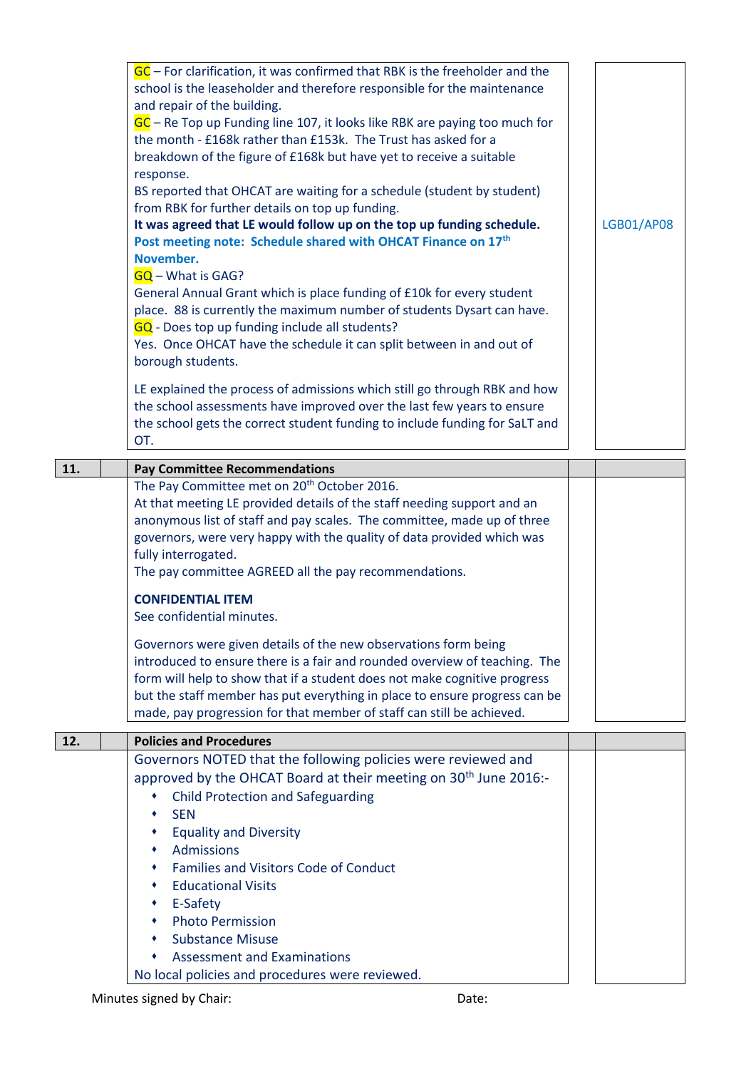| | | | | |
|---|---|---|---|---|
| | | GC – For clarification, it was confirmed that RBK is the freeholder and the school is the leaseholder and therefore responsible for the maintenance and repair of the building.<br>GC – Re Top up Funding line 107, it looks like RBK are paying too much for the month - £168k rather than £153k. The Trust has asked for a breakdown of the figure of £168k but have yet to receive a suitable response.<br>BS reported that OHCAT are waiting for a schedule (student by student) from RBK for further details on top up funding.<br>**It was agreed that LE would follow up on the top up funding schedule.**<br>**Post meeting note: Schedule shared with OHCAT Finance on 17th November.**<br>GQ – What is GAG?<br>General Annual Grant which is place funding of £10k for every student place. 88 is currently the maximum number of students Dysart can have.<br>GQ - Does top up funding include all students?<br>Yes. Once OHCAT have the schedule it can split between in and out of borough students.<br><br>LE explained the process of admissions which still go through RBK and how the school assessments have improved over the last few years to ensure the school gets the correct student funding to include funding for SaLT and OT. | | LGB01/AP08 |
| **11.** | | **Pay Committee Recommendations** | | |
| | | The Pay Committee met on 20th October 2016.<br>At that meeting LE provided details of the staff needing support and an anonymous list of staff and pay scales. The committee, made up of three governors, were very happy with the quality of data provided which was fully interrogated.<br>The pay committee AGREED all the pay recommendations.<br><br>**CONFIDENTIAL ITEM**<br>See confidential minutes.<br><br>Governors were given details of the new observations form being introduced to ensure there is a fair and rounded overview of teaching. The form will help to show that if a student does not make cognitive progress but the staff member has put everything in place to ensure progress can be made, pay progression for that member of staff can still be achieved. | | |
| **12.** | | **Policies and Procedures** | | |
| | | Governors NOTED that the following policies were reviewed and approved by the OHCAT Board at their meeting on 30th June 2016:-<br>• Child Protection and Safeguarding<br>• SEN<br>• Equality and Diversity<br>• Admissions<br>• Families and Visitors Code of Conduct<br>• Educational Visits<br>• E-Safety<br>• Photo Permission<br>• Substance Misuse<br>• Assessment and Examinations<br>No local policies and procedures were reviewed. | | |

Minutes signed by Chair: Date: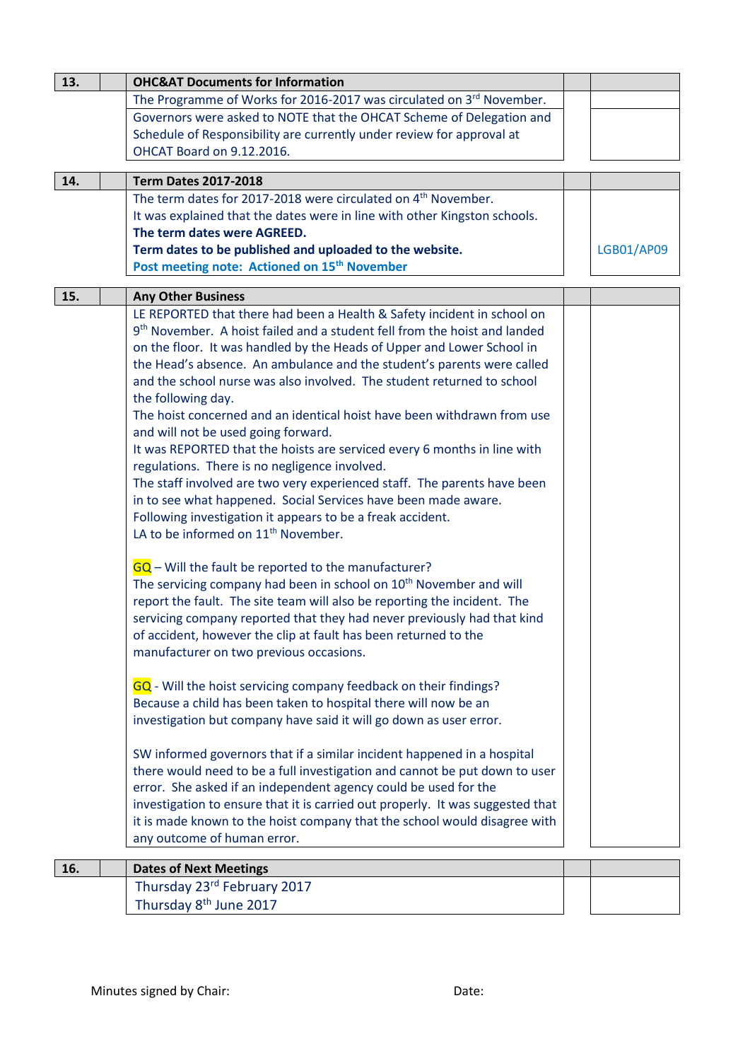| 13. | | OHC&AT Documents for Information | | |
|---|---|---|---|---|
| | | The Programme of Works for 2016-2017 was circulated on 3rd November. | | |
| | | Governors were asked to NOTE that the OHCAT Scheme of Delegation and Schedule of Responsibility are currently under review for approval at OHCAT Board on 9.12.2016. | | |

| 14. | | Term Dates 2017-2018 | | |
|---|---|---|---|---|
| | | The term dates for 2017-2018 were circulated on 4th November.<br>It was explained that the dates were in line with other Kingston schools.<br>**The term dates were AGREED.**<br>**Term dates to be published and uploaded to the website.**<br>**Post meeting note: Actioned on 15th November** | | LGB01/AP09 |

| 15. | | Any Other Business | | |
|---|---|---|---|---|
| | | LE REPORTED that there had been a Health & Safety incident in school on 9th November. A hoist failed and a student fell from the hoist and landed on the floor. It was handled by the Heads of Upper and Lower School in the Head's absence. An ambulance and the student's parents were called and the school nurse was also involved. The student returned to school the following day.<br>The hoist concerned and an identical hoist have been withdrawn from use and will not be used going forward.<br>It was REPORTED that the hoists are serviced every 6 months in line with regulations. There is no negligence involved.<br>The staff involved are two very experienced staff. The parents have been in to see what happened. Social Services have been made aware.<br>Following investigation it appears to be a freak accident.<br>LA to be informed on 11th November.<br><br>GQ – Will the fault be reported to the manufacturer?<br>The servicing company had been in school on 10th November and will report the fault. The site team will also be reporting the incident. The servicing company reported that they had never previously had that kind of accident, however the clip at fault has been returned to the manufacturer on two previous occasions.<br><br>GQ - Will the hoist servicing company feedback on their findings?<br>Because a child has been taken to hospital there will now be an investigation but company have said it will go down as user error.<br><br>SW informed governors that if a similar incident happened in a hospital there would need to be a full investigation and cannot be put down to user error. She asked if an independent agency could be used for the investigation to ensure that it is carried out properly. It was suggested that it is made known to the hoist company that the school would disagree with any outcome of human error. | | |

| 16. | | Dates of Next Meetings | | |
|---|---|---|---|---|
| | | Thursday 23rd February 2017<br>Thursday 8th June 2017 | | |

Minutes signed by Chair: Date: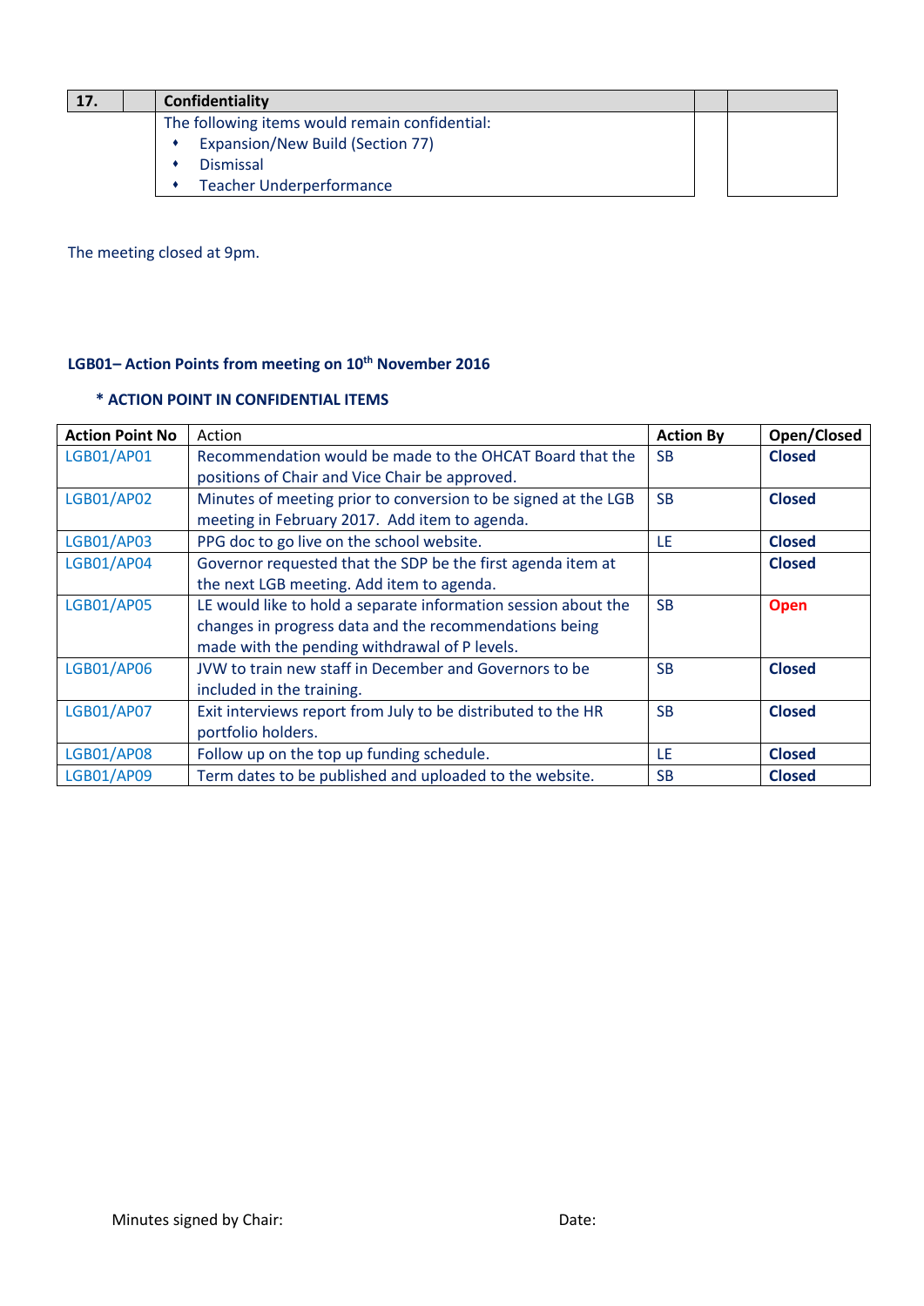| 17. | | Confidentiality | | |
|---|---|---|---|---|
| | | The following items would remain confidential:<br>• Expansion/New Build (Section 77)<br>• Dismissal<br>• Teacher Underperformance | | |

The meeting closed at 9pm.

**LGB01– Action Points from meeting on 10th November 2016**

**\* ACTION POINT IN CONFIDENTIAL ITEMS**

| Action Point No | Action | Action By | Open/Closed |
|---|---|---|---|
| LGB01/AP01 | Recommendation would be made to the OHCAT Board that the positions of Chair and Vice Chair be approved. | SB | **Closed** |
| LGB01/AP02 | Minutes of meeting prior to conversion to be signed at the LGB meeting in February 2017. Add item to agenda. | SB | **Closed** |
| LGB01/AP03 | PPG doc to go live on the school website. | LE | **Closed** |
| LGB01/AP04 | Governor requested that the SDP be the first agenda item at the next LGB meeting. Add item to agenda. | | **Closed** |
| LGB01/AP05 | LE would like to hold a separate information session about the changes in progress data and the recommendations being made with the pending withdrawal of P levels. | SB | **Open** |
| LGB01/AP06 | JVW to train new staff in December and Governors to be included in the training. | SB | **Closed** |
| LGB01/AP07 | Exit interviews report from July to be distributed to the HR portfolio holders. | SB | **Closed** |
| LGB01/AP08 | Follow up on the top up funding schedule. | LE | **Closed** |
| LGB01/AP09 | Term dates to be published and uploaded to the website. | SB | **Closed** |

Minutes signed by Chair: Date: